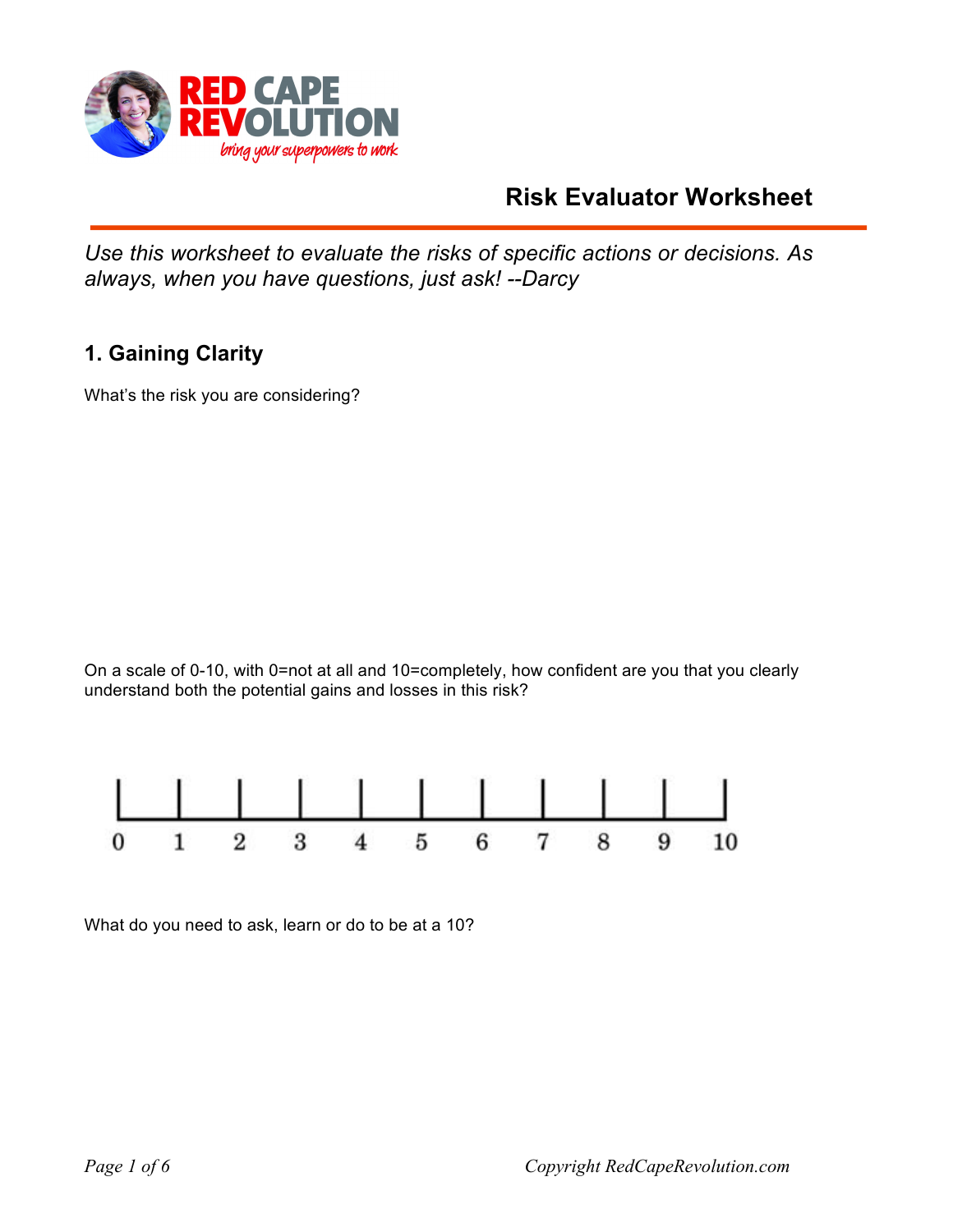RED CAPE REVOLUTION

*bring your superpowers to work*

# Risk Evaluator Worksheet

*Use this worksheet to evaluate the risks of specific actions or decisions. As always, when you have questions, just ask! --Darcy*

## 1. Gaining Clarity

What's the risk you are considering?

On a scale of 0-10, with 0=not at all and 10=completely, how confident are you that you clearly understand both the potential gains and losses in this risk?

0 1 2 3 4 5 6 7 8 9 10

What do you need to ask, learn or do to be at a 10?

Copyright RedCapeRevolution.com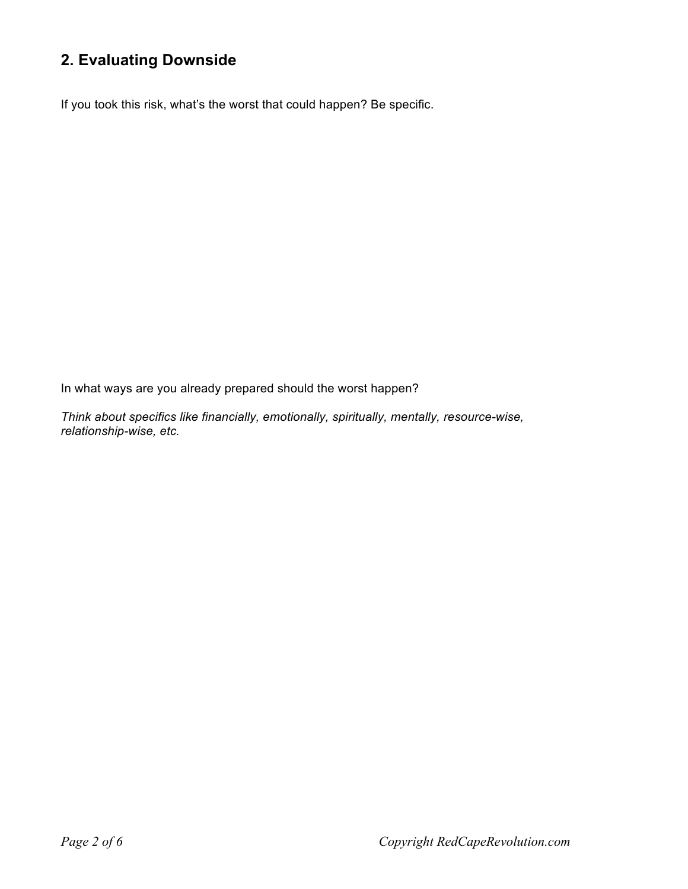## 2. Evaluating Downside

If you took this risk, what's the worst that could happen? Be specific.

In what ways are you already prepared should the worst happen?

*Think about specifics like financially, emotionally, spiritually, mentally, resource-wise, relationship-wise, etc.*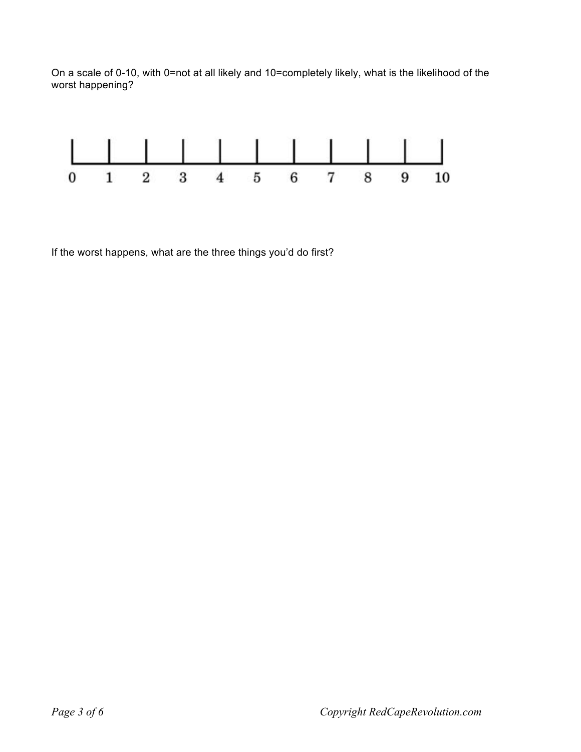On a scale of 0-10, with 0=not at all likely and 10=completely likely, what is the likelihood of the worst happening?

0 1 2 3 4 5 6 7 8 9 10

If the worst happens, what are the three things you'd do first?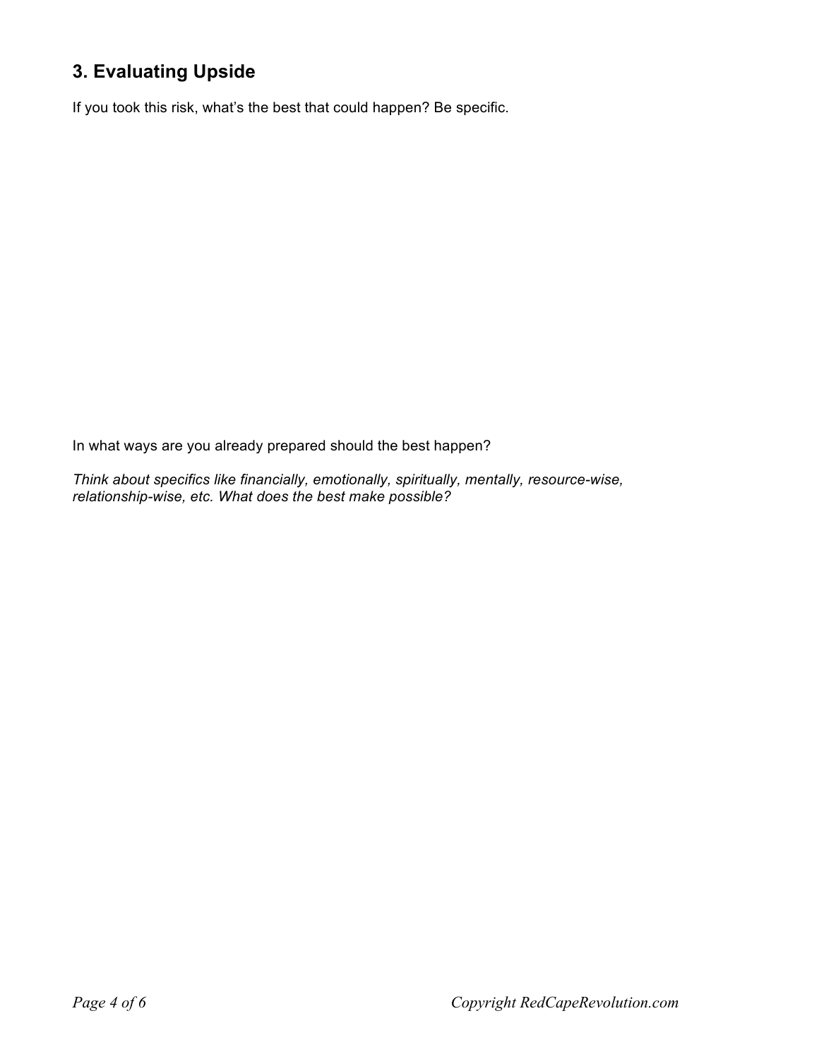## 3. Evaluating Upside

If you took this risk, what's the best that could happen? Be specific.

In what ways are you already prepared should the best happen?

*Think about specifics like financially, emotionally, spiritually, mentally, resource-wise, relationship-wise, etc. What does the best make possible?*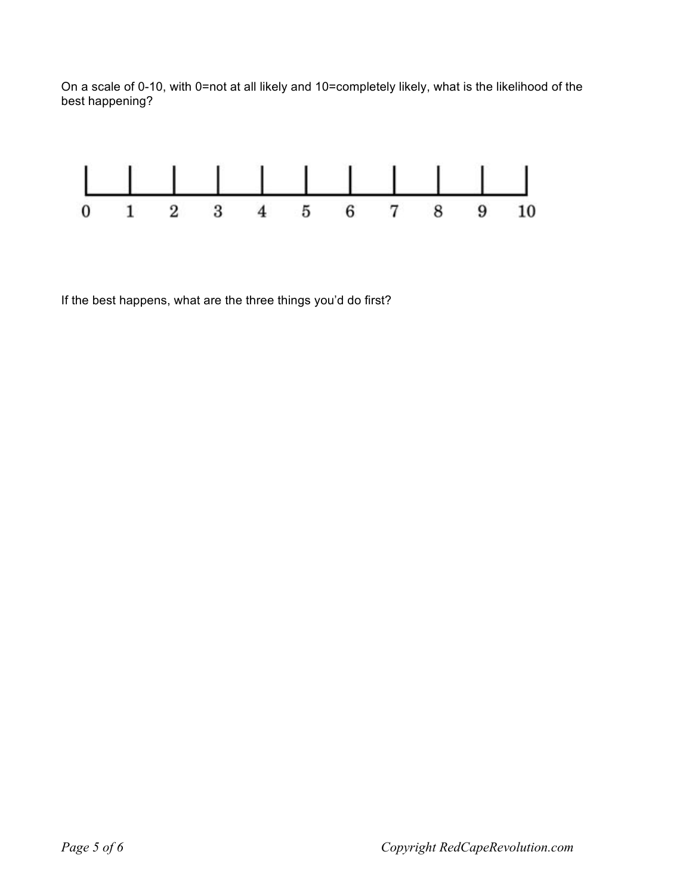On a scale of 0-10, with 0=not at all likely and 10=completely likely, what is the likelihood of the best happening?

0 1 2 3 4 5 6 7 8 9 10

If the best happens, what are the three things you'd do first?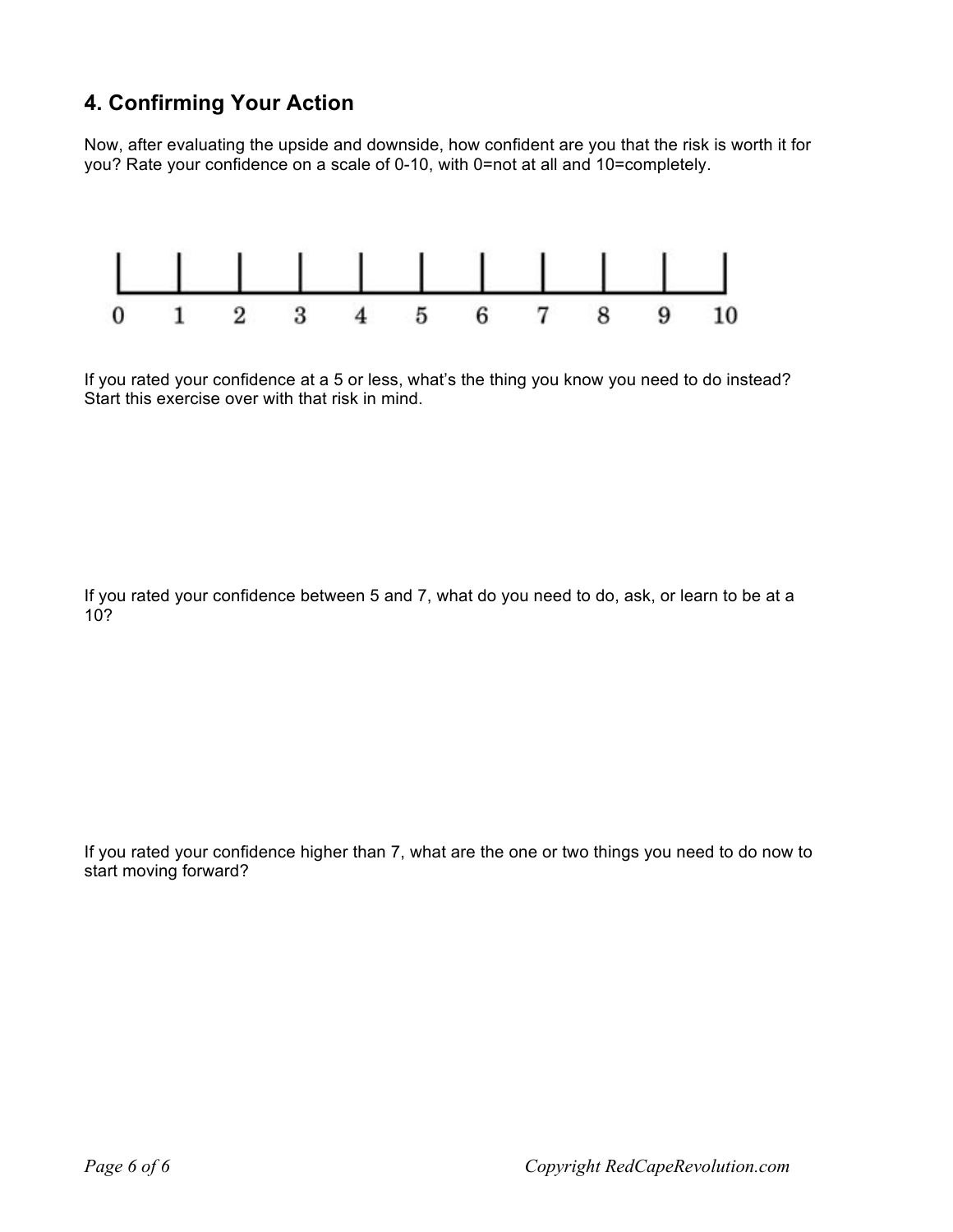## 4. Confirming Your Action

Now, after evaluating the upside and downside, how confident are you that the risk is worth it for you? Rate your confidence on a scale of 0-10, with 0=not at all and 10=completely.

0 1 2 3 4 5 6 7 8 9 10

If you rated your confidence at a 5 or less, what's the thing you know you need to do instead? Start this exercise over with that risk in mind.

If you rated your confidence between 5 and 7, what do you need to do, ask, or learn to be at a 10?

If you rated your confidence higher than 7, what are the one or two things you need to do now to start moving forward?

*Copyright RedCapeRevolution.com*